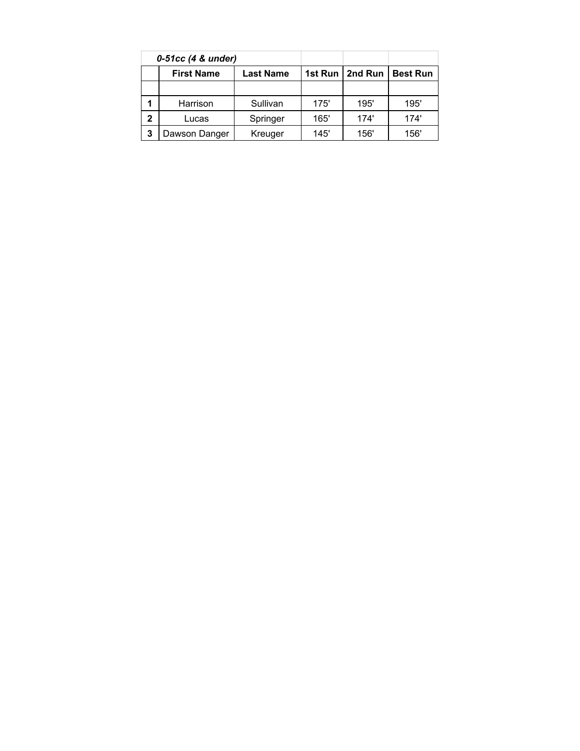| *0-51cc (4 & under)* | | | | | |
|---|---|---|---|---|---|
| | **First Name** | **Last Name** | **1st Run** | **2nd Run** | **Best Run** |
| | | | | | |
| **1** | Harrison | Sullivan | 175' | 195' | 195' |
| **2** | Lucas | Springer | 165' | 174' | 174' |
| **3** | Dawson Danger | Kreuger | 145' | 156' | 156' |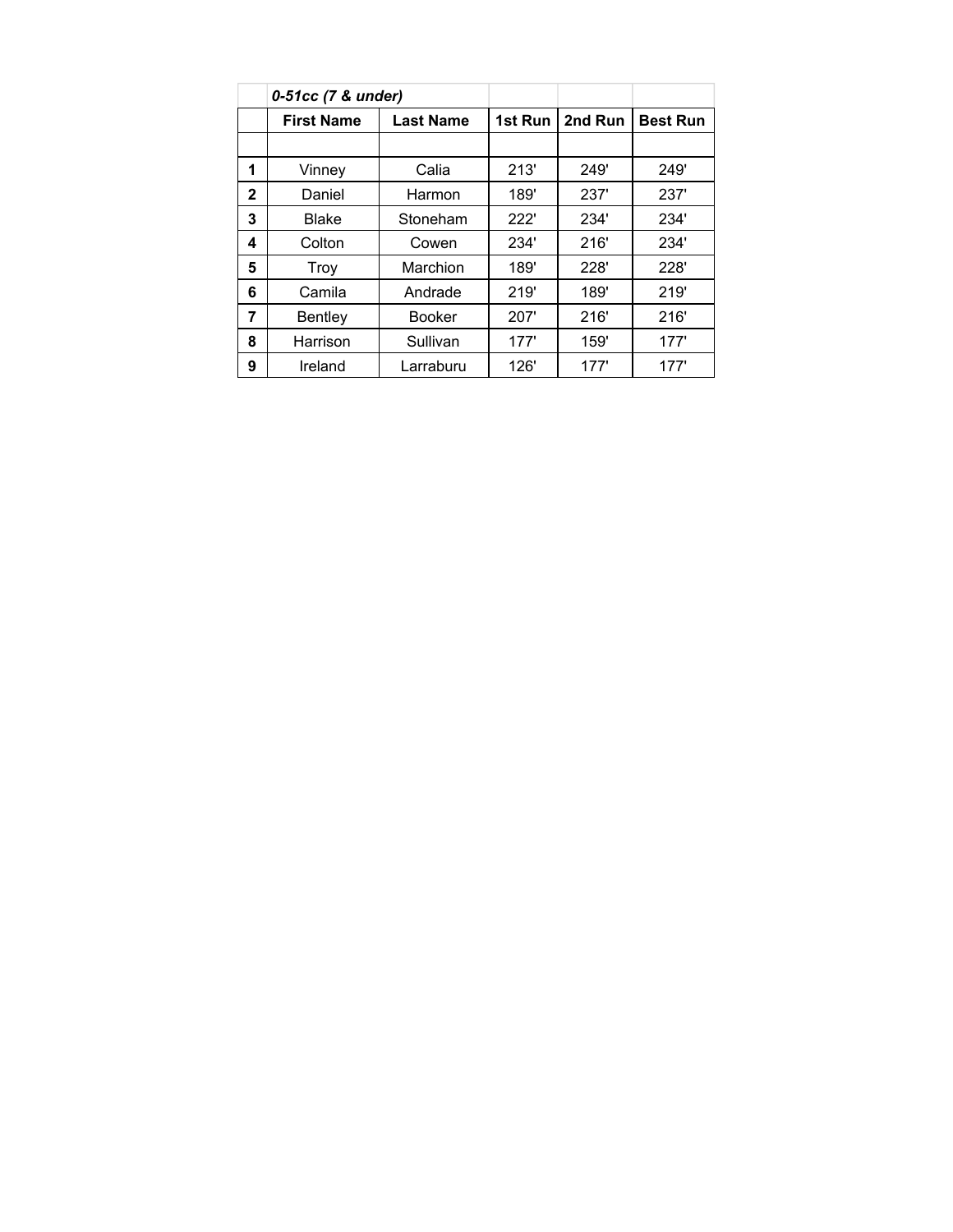| | *0-51cc (7 & under)* | | | | |
|---|---|---|---|---|---|
| | **First Name** | **Last Name** | **1st Run** | **2nd Run** | **Best Run** |
| | | | | | |
| **1** | Vinney | Calia | 213' | 249' | 249' |
| **2** | Daniel | Harmon | 189' | 237' | 237' |
| **3** | Blake | Stoneham | 222' | 234' | 234' |
| **4** | Colton | Cowen | 234' | 216' | 234' |
| **5** | Troy | Marchion | 189' | 228' | 228' |
| **6** | Camila | Andrade | 219' | 189' | 219' |
| **7** | Bentley | Booker | 207' | 216' | 216' |
| **8** | Harrison | Sullivan | 177' | 159' | 177' |
| **9** | Ireland | Larraburu | 126' | 177' | 177' |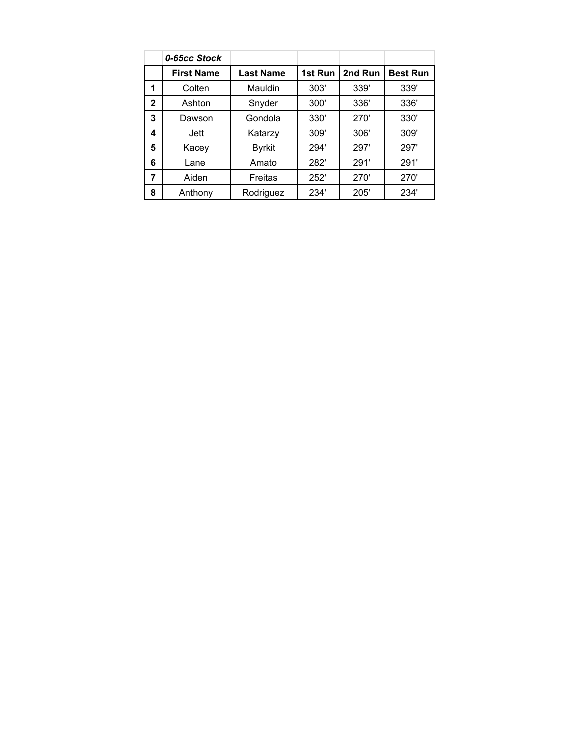| | *0-65cc Stock* | | | | |
|---|---|---|---|---|---|
| | **First Name** | **Last Name** | **1st Run** | **2nd Run** | **Best Run** |
| **1** | Colten | Mauldin | 303' | 339' | 339' |
| **2** | Ashton | Snyder | 300' | 336' | 336' |
| **3** | Dawson | Gondola | 330' | 270' | 330' |
| **4** | Jett | Katarzy | 309' | 306' | 309' |
| **5** | Kacey | Byrkit | 294' | 297' | 297' |
| **6** | Lane | Amato | 282' | 291' | 291' |
| **7** | Aiden | Freitas | 252' | 270' | 270' |
| **8** | Anthony | Rodriguez | 234' | 205' | 234' |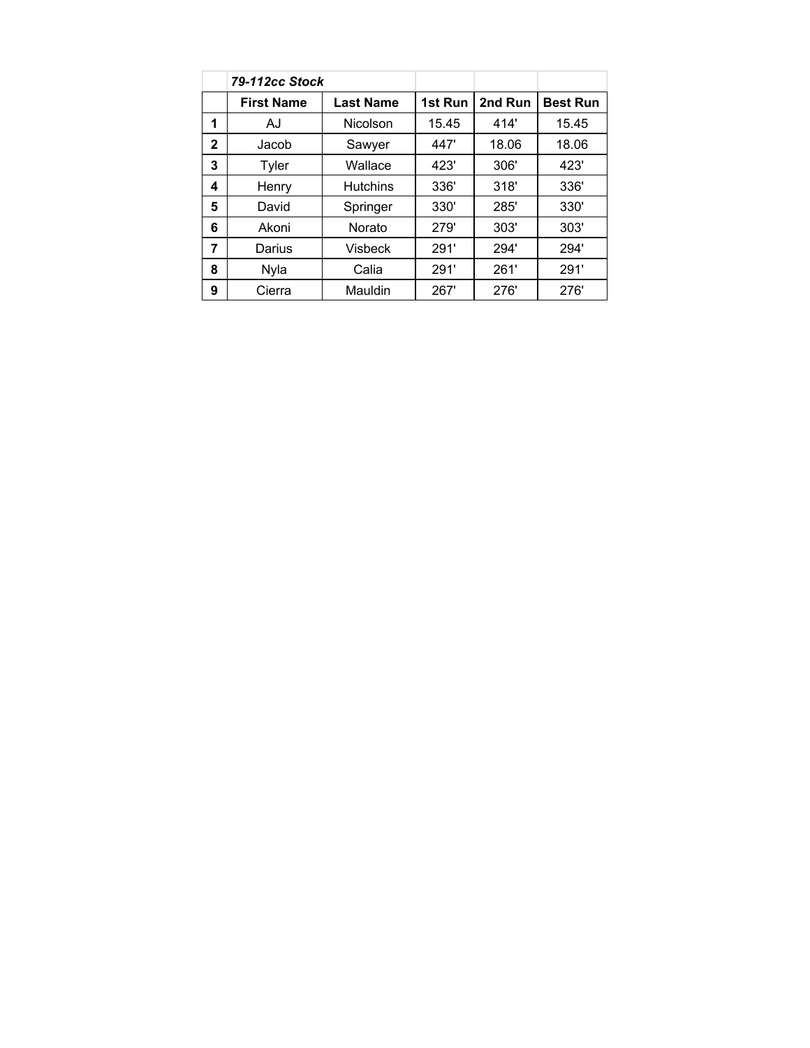| | *79-112cc Stock* | | | | |
|---|---|---|---|---|---|
| | **First Name** | **Last Name** | **1st Run** | **2nd Run** | **Best Run** |
| **1** | AJ | Nicolson | 15.45 | 414' | 15.45 |
| **2** | Jacob | Sawyer | 447' | 18.06 | 18.06 |
| **3** | Tyler | Wallace | 423' | 306' | 423' |
| **4** | Henry | Hutchins | 336' | 318' | 336' |
| **5** | David | Springer | 330' | 285' | 330' |
| **6** | Akoni | Norato | 279' | 303' | 303' |
| **7** | Darius | Visbeck | 291' | 294' | 294' |
| **8** | Nyla | Calia | 291' | 261' | 291' |
| **9** | Cierra | Mauldin | 267' | 276' | 276' |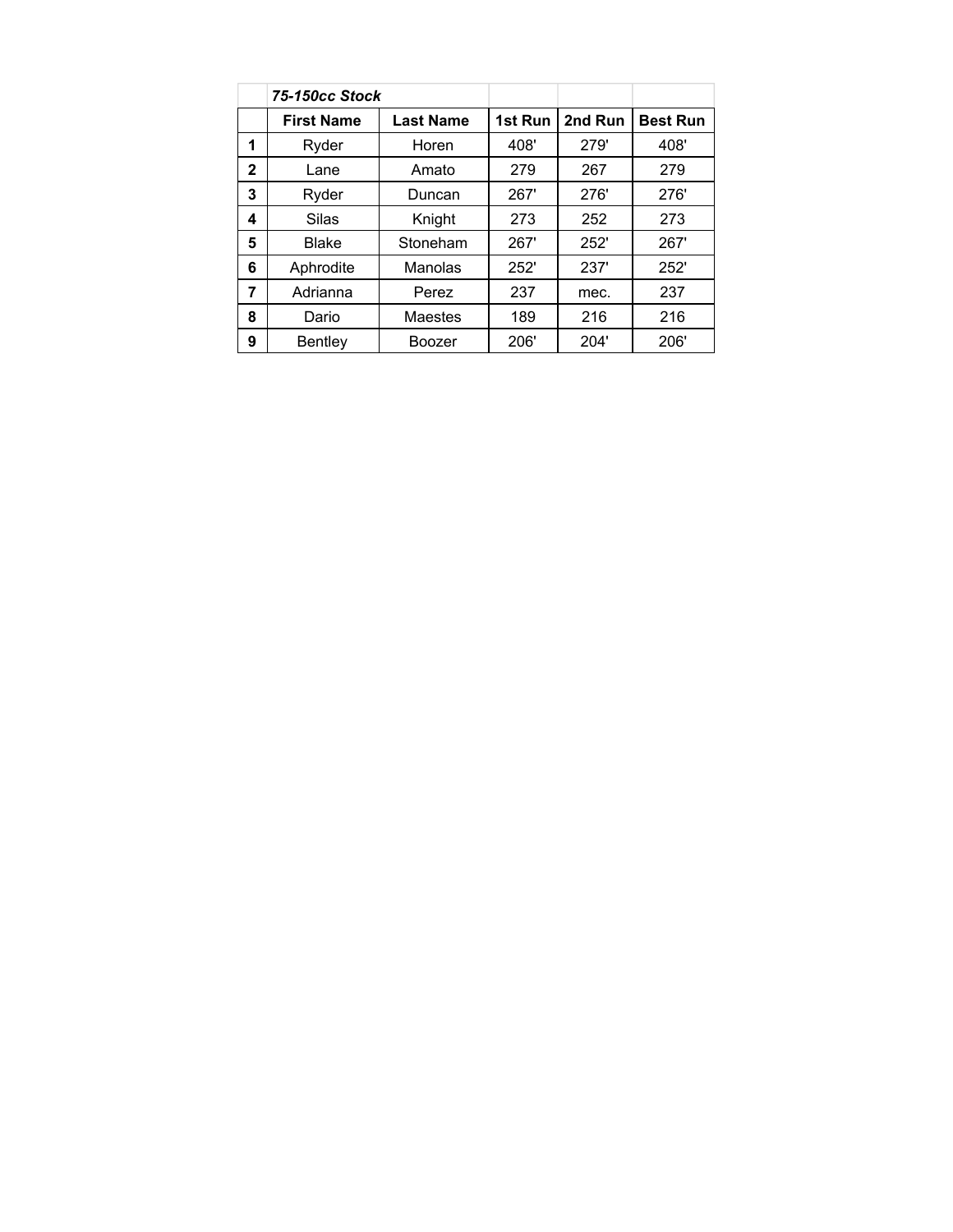| | *75-150cc Stock* | | | | |
|---|---|---|---|---|---|
| | **First Name** | **Last Name** | **1st Run** | **2nd Run** | **Best Run** |
| **1** | Ryder | Horen | 408' | 279' | 408' |
| **2** | Lane | Amato | 279 | 267 | 279 |
| **3** | Ryder | Duncan | 267' | 276' | 276' |
| **4** | Silas | Knight | 273 | 252 | 273 |
| **5** | Blake | Stoneham | 267' | 252' | 267' |
| **6** | Aphrodite | Manolas | 252' | 237' | 252' |
| **7** | Adrianna | Perez | 237 | mec. | 237 |
| **8** | Dario | Maestes | 189 | 216 | 216 |
| **9** | Bentley | Boozer | 206' | 204' | 206' |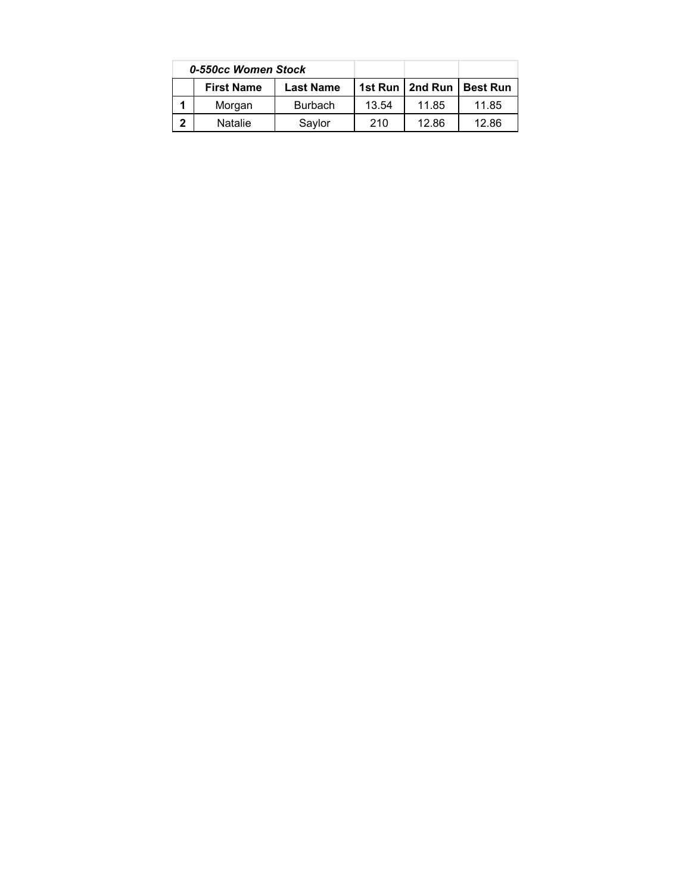| 0-550cc Women Stock | | | | | |
|---|---|---|---|---|---|
| | **First Name** | **Last Name** | **1st Run** | **2nd Run** | **Best Run** |
| **1** | Morgan | Burbach | 13.54 | 11.85 | 11.85 |
| **2** | Natalie | Saylor | 210 | 12.86 | 12.86 |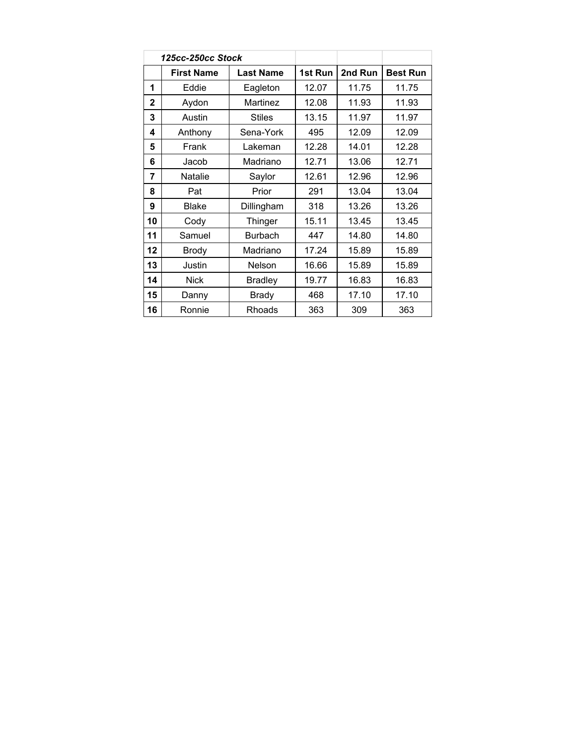| | *125cc-250cc Stock* | | | | |
|---|---|---|---|---|---|
| | **First Name** | **Last Name** | **1st Run** | **2nd Run** | **Best Run** |
| **1** | Eddie | Eagleton | 12.07 | 11.75 | 11.75 |
| **2** | Aydon | Martinez | 12.08 | 11.93 | 11.93 |
| **3** | Austin | Stiles | 13.15 | 11.97 | 11.97 |
| **4** | Anthony | Sena-York | 495 | 12.09 | 12.09 |
| **5** | Frank | Lakeman | 12.28 | 14.01 | 12.28 |
| **6** | Jacob | Madriano | 12.71 | 13.06 | 12.71 |
| **7** | Natalie | Saylor | 12.61 | 12.96 | 12.96 |
| **8** | Pat | Prior | 291 | 13.04 | 13.04 |
| **9** | Blake | Dillingham | 318 | 13.26 | 13.26 |
| **10** | Cody | Thinger | 15.11 | 13.45 | 13.45 |
| **11** | Samuel | Burbach | 447 | 14.80 | 14.80 |
| **12** | Brody | Madriano | 17.24 | 15.89 | 15.89 |
| **13** | Justin | Nelson | 16.66 | 15.89 | 15.89 |
| **14** | Nick | Bradley | 19.77 | 16.83 | 16.83 |
| **15** | Danny | Brady | 468 | 17.10 | 17.10 |
| **16** | Ronnie | Rhoads | 363 | 309 | 363 |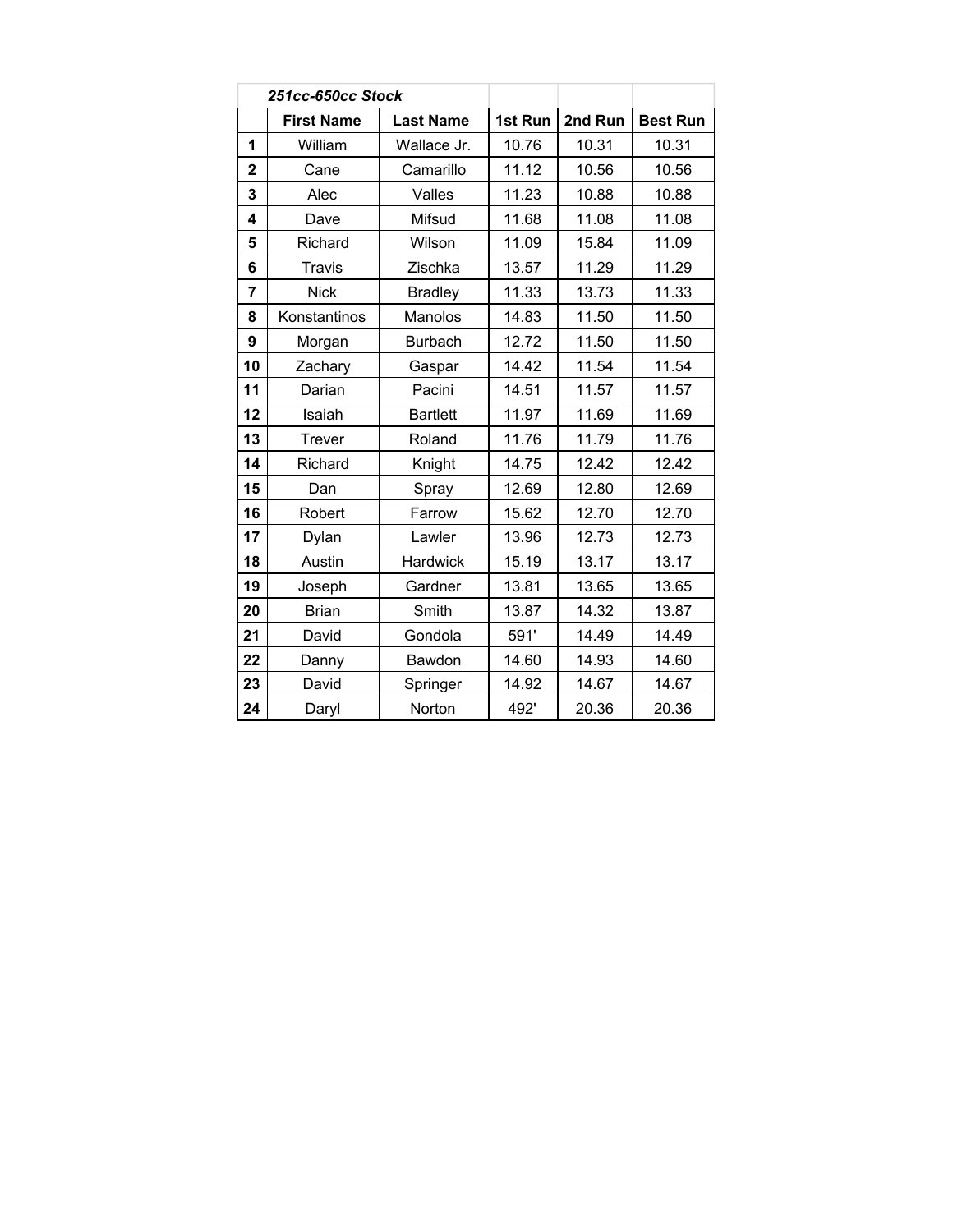| | *251cc-650cc Stock* | | | | |
|---|---|---|---|---|---|
| | **First Name** | **Last Name** | **1st Run** | **2nd Run** | **Best Run** |
| **1** | William | Wallace Jr. | 10.76 | 10.31 | 10.31 |
| **2** | Cane | Camarillo | 11.12 | 10.56 | 10.56 |
| **3** | Alec | Valles | 11.23 | 10.88 | 10.88 |
| **4** | Dave | Mifsud | 11.68 | 11.08 | 11.08 |
| **5** | Richard | Wilson | 11.09 | 15.84 | 11.09 |
| **6** | Travis | Zischka | 13.57 | 11.29 | 11.29 |
| **7** | Nick | Bradley | 11.33 | 13.73 | 11.33 |
| **8** | Konstantinos | Manolos | 14.83 | 11.50 | 11.50 |
| **9** | Morgan | Burbach | 12.72 | 11.50 | 11.50 |
| **10** | Zachary | Gaspar | 14.42 | 11.54 | 11.54 |
| **11** | Darian | Pacini | 14.51 | 11.57 | 11.57 |
| **12** | Isaiah | Bartlett | 11.97 | 11.69 | 11.69 |
| **13** | Trever | Roland | 11.76 | 11.79 | 11.76 |
| **14** | Richard | Knight | 14.75 | 12.42 | 12.42 |
| **15** | Dan | Spray | 12.69 | 12.80 | 12.69 |
| **16** | Robert | Farrow | 15.62 | 12.70 | 12.70 |
| **17** | Dylan | Lawler | 13.96 | 12.73 | 12.73 |
| **18** | Austin | Hardwick | 15.19 | 13.17 | 13.17 |
| **19** | Joseph | Gardner | 13.81 | 13.65 | 13.65 |
| **20** | Brian | Smith | 13.87 | 14.32 | 13.87 |
| **21** | David | Gondola | 591' | 14.49 | 14.49 |
| **22** | Danny | Bawdon | 14.60 | 14.93 | 14.60 |
| **23** | David | Springer | 14.92 | 14.67 | 14.67 |
| **24** | Daryl | Norton | 492' | 20.36 | 20.36 |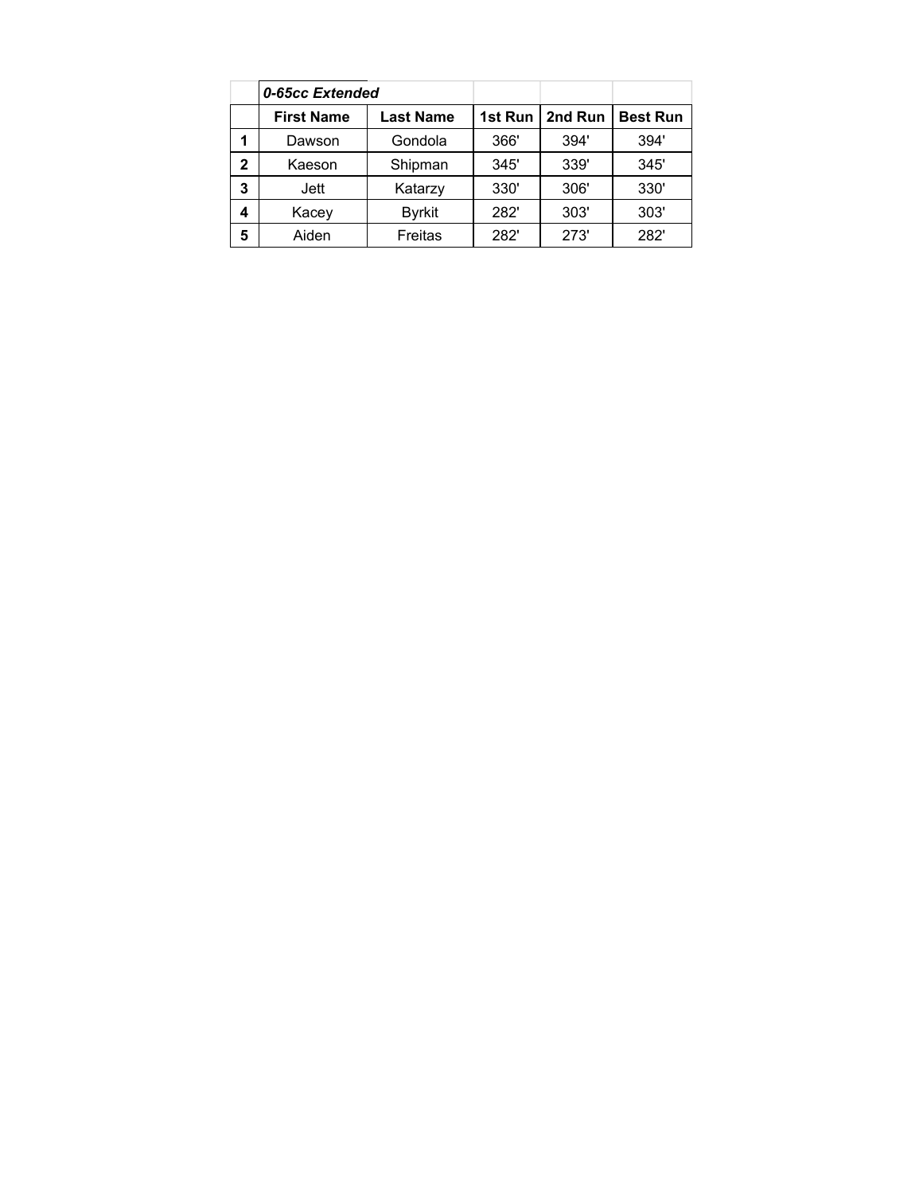| | 0-65cc Extended | | | | |
|---|---|---|---|---|---|
| | **First Name** | **Last Name** | **1st Run** | **2nd Run** | **Best Run** |
| **1** | Dawson | Gondola | 366' | 394' | 394' |
| **2** | Kaeson | Shipman | 345' | 339' | 345' |
| **3** | Jett | Katarzy | 330' | 306' | 330' |
| **4** | Kacey | Byrkit | 282' | 303' | 303' |
| **5** | Aiden | Freitas | 282' | 273' | 282' |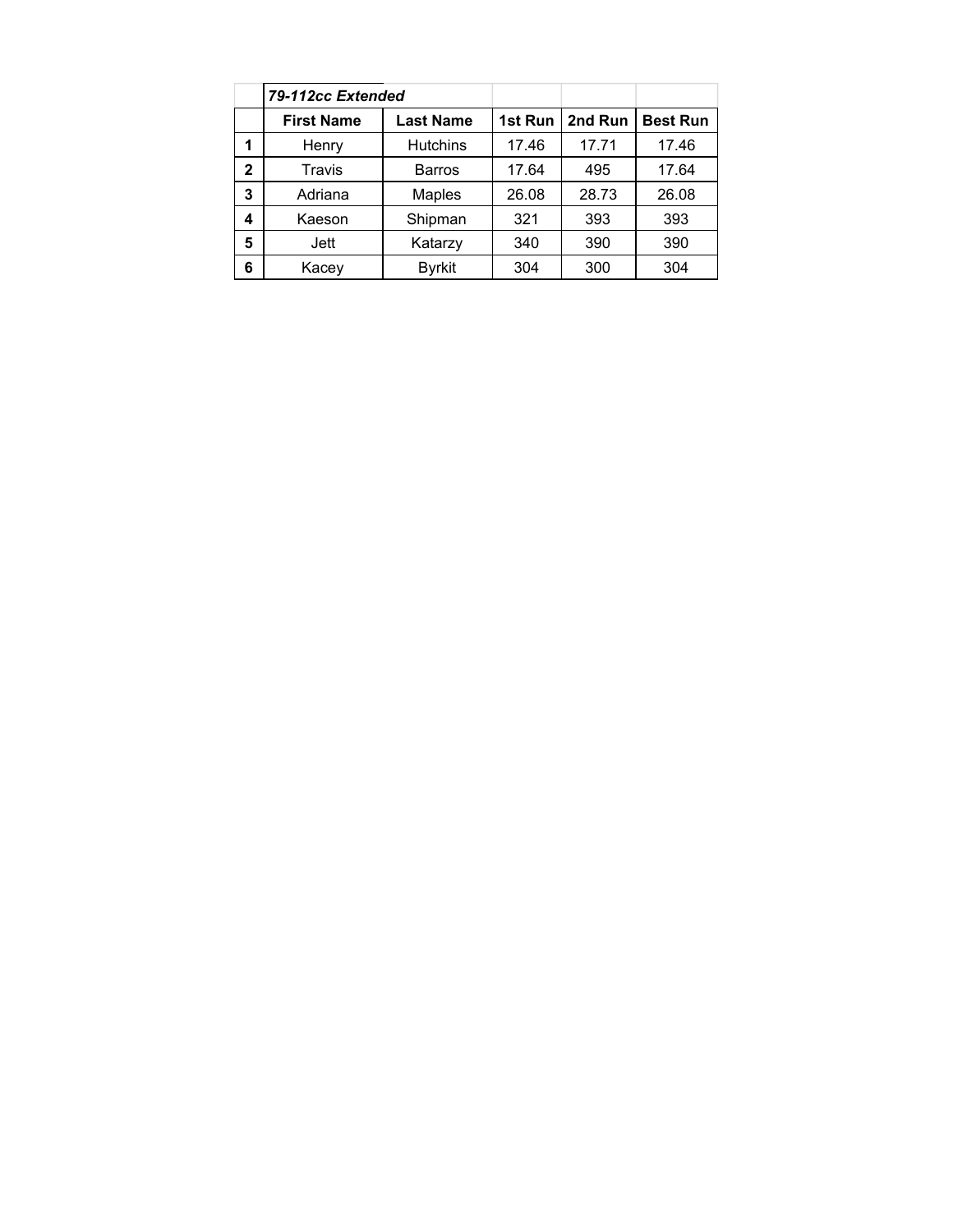| | *79-112cc Extended* | | | | |
|---|---|---|---|---|---|
| | **First Name** | **Last Name** | **1st Run** | **2nd Run** | **Best Run** |
| **1** | Henry | Hutchins | 17.46 | 17.71 | 17.46 |
| **2** | Travis | Barros | 17.64 | 495 | 17.64 |
| **3** | Adriana | Maples | 26.08 | 28.73 | 26.08 |
| **4** | Kaeson | Shipman | 321 | 393 | 393 |
| **5** | Jett | Katarzy | 340 | 390 | 390 |
| **6** | Kacey | Byrkit | 304 | 300 | 304 |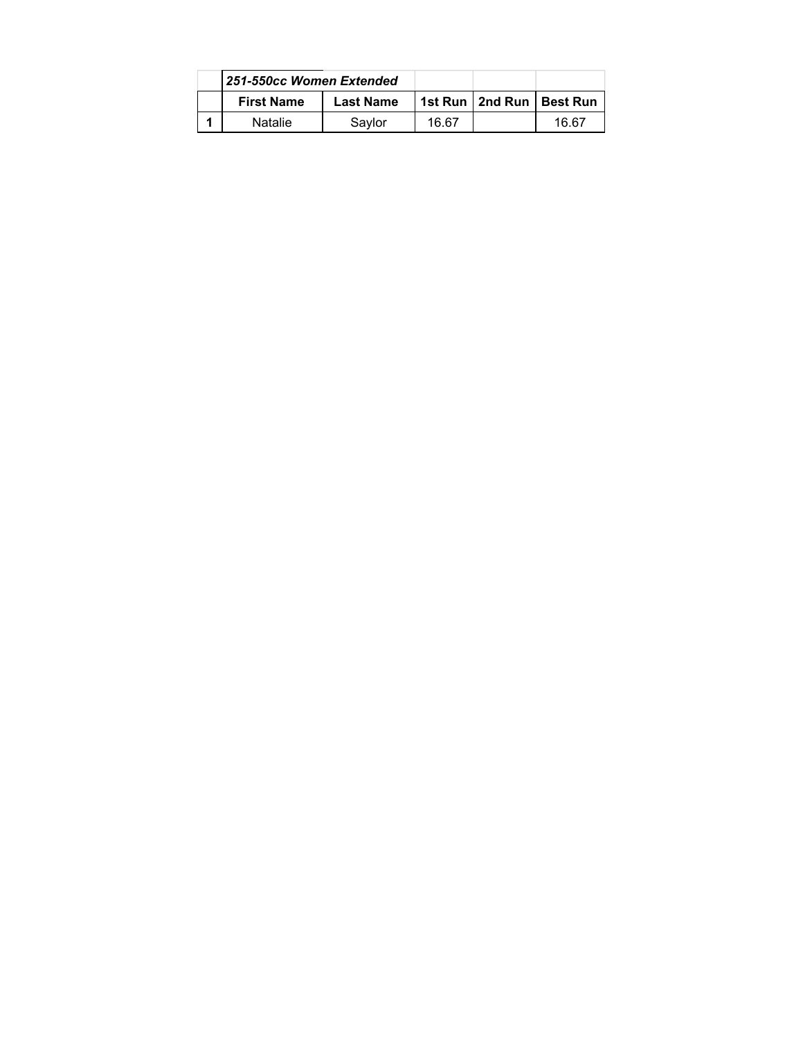| | *251-550cc Women Extended* | | | | |
|---|---|---|---|---|---|
| | **First Name** | **Last Name** | **1st Run** | **2nd Run** | **Best Run** |
| **1** | Natalie | Saylor | 16.67 | | 16.67 |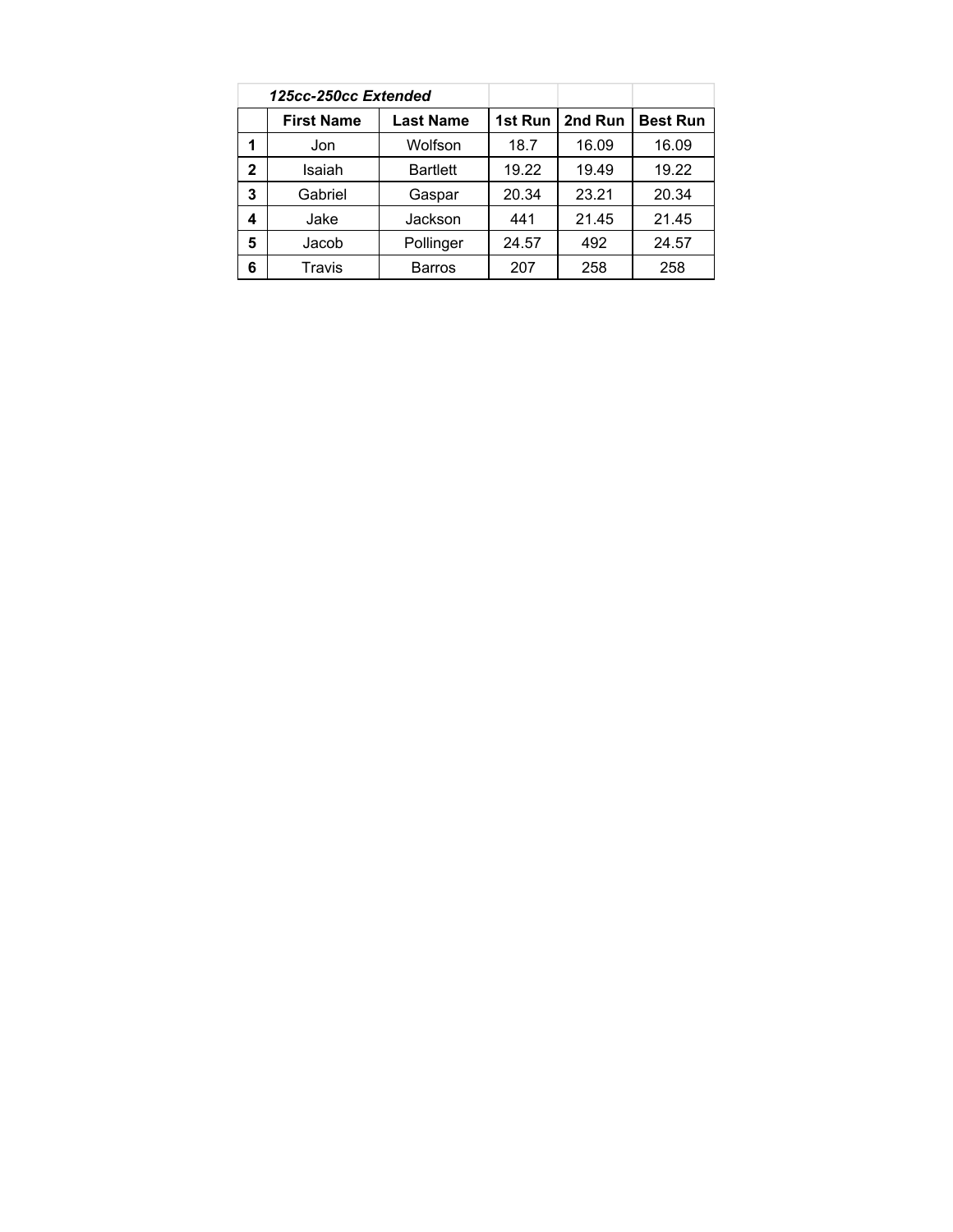| | *125cc-250cc Extended* | | | | |
|---|---|---|---|---|---|
| | **First Name** | **Last Name** | **1st Run** | **2nd Run** | **Best Run** |
| **1** | Jon | Wolfson | 18.7 | 16.09 | 16.09 |
| **2** | Isaiah | Bartlett | 19.22 | 19.49 | 19.22 |
| **3** | Gabriel | Gaspar | 20.34 | 23.21 | 20.34 |
| **4** | Jake | Jackson | 441 | 21.45 | 21.45 |
| **5** | Jacob | Pollinger | 24.57 | 492 | 24.57 |
| **6** | Travis | Barros | 207 | 258 | 258 |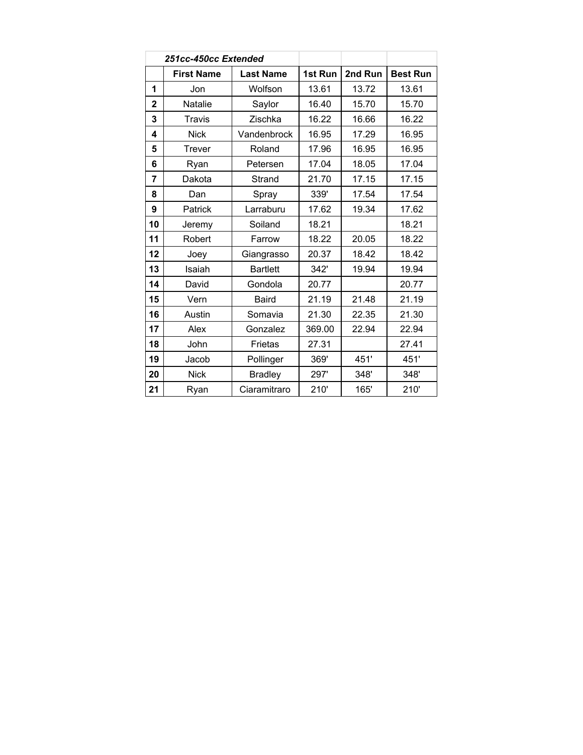| | *251cc-450cc Extended* | | | | |
|---|---|---|---|---|---|
| | **First Name** | **Last Name** | **1st Run** | **2nd Run** | **Best Run** |
| **1** | Jon | Wolfson | 13.61 | 13.72 | 13.61 |
| **2** | Natalie | Saylor | 16.40 | 15.70 | 15.70 |
| **3** | Travis | Zischka | 16.22 | 16.66 | 16.22 |
| **4** | Nick | Vandenbrock | 16.95 | 17.29 | 16.95 |
| **5** | Trever | Roland | 17.96 | 16.95 | 16.95 |
| **6** | Ryan | Petersen | 17.04 | 18.05 | 17.04 |
| **7** | Dakota | Strand | 21.70 | 17.15 | 17.15 |
| **8** | Dan | Spray | 339' | 17.54 | 17.54 |
| **9** | Patrick | Larraburu | 17.62 | 19.34 | 17.62 |
| **10** | Jeremy | Soiland | 18.21 | | 18.21 |
| **11** | Robert | Farrow | 18.22 | 20.05 | 18.22 |
| **12** | Joey | Giangrasso | 20.37 | 18.42 | 18.42 |
| **13** | Isaiah | Bartlett | 342' | 19.94 | 19.94 |
| **14** | David | Gondola | 20.77 | | 20.77 |
| **15** | Vern | Baird | 21.19 | 21.48 | 21.19 |
| **16** | Austin | Somavia | 21.30 | 22.35 | 21.30 |
| **17** | Alex | Gonzalez | 369.00 | 22.94 | 22.94 |
| **18** | John | Frietas | 27.31 | | 27.41 |
| **19** | Jacob | Pollinger | 369' | 451' | 451' |
| **20** | Nick | Bradley | 297' | 348' | 348' |
| **21** | Ryan | Ciaramitraro | 210' | 165' | 210' |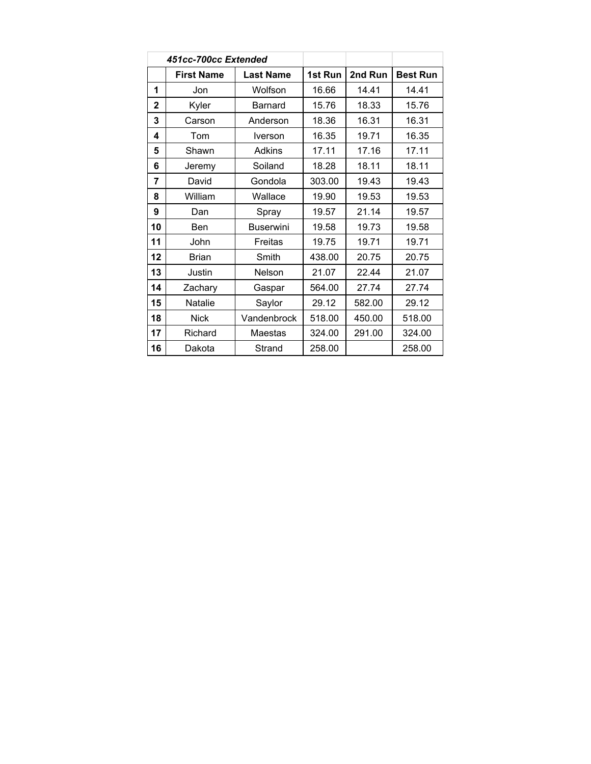| *451cc-700cc Extended* | | | | | |
|---|---|---|---|---|---|
| | **First Name** | **Last Name** | **1st Run** | **2nd Run** | **Best Run** |
| **1** | Jon | Wolfson | 16.66 | 14.41 | 14.41 |
| **2** | Kyler | Barnard | 15.76 | 18.33 | 15.76 |
| **3** | Carson | Anderson | 18.36 | 16.31 | 16.31 |
| **4** | Tom | Iverson | 16.35 | 19.71 | 16.35 |
| **5** | Shawn | Adkins | 17.11 | 17.16 | 17.11 |
| **6** | Jeremy | Soiland | 18.28 | 18.11 | 18.11 |
| **7** | David | Gondola | 303.00 | 19.43 | 19.43 |
| **8** | William | Wallace | 19.90 | 19.53 | 19.53 |
| **9** | Dan | Spray | 19.57 | 21.14 | 19.57 |
| **10** | Ben | Buserwini | 19.58 | 19.73 | 19.58 |
| **11** | John | Freitas | 19.75 | 19.71 | 19.71 |
| **12** | Brian | Smith | 438.00 | 20.75 | 20.75 |
| **13** | Justin | Nelson | 21.07 | 22.44 | 21.07 |
| **14** | Zachary | Gaspar | 564.00 | 27.74 | 27.74 |
| **15** | Natalie | Saylor | 29.12 | 582.00 | 29.12 |
| **18** | Nick | Vandenbrock | 518.00 | 450.00 | 518.00 |
| **17** | Richard | Maestas | 324.00 | 291.00 | 324.00 |
| **16** | Dakota | Strand | 258.00 | | 258.00 |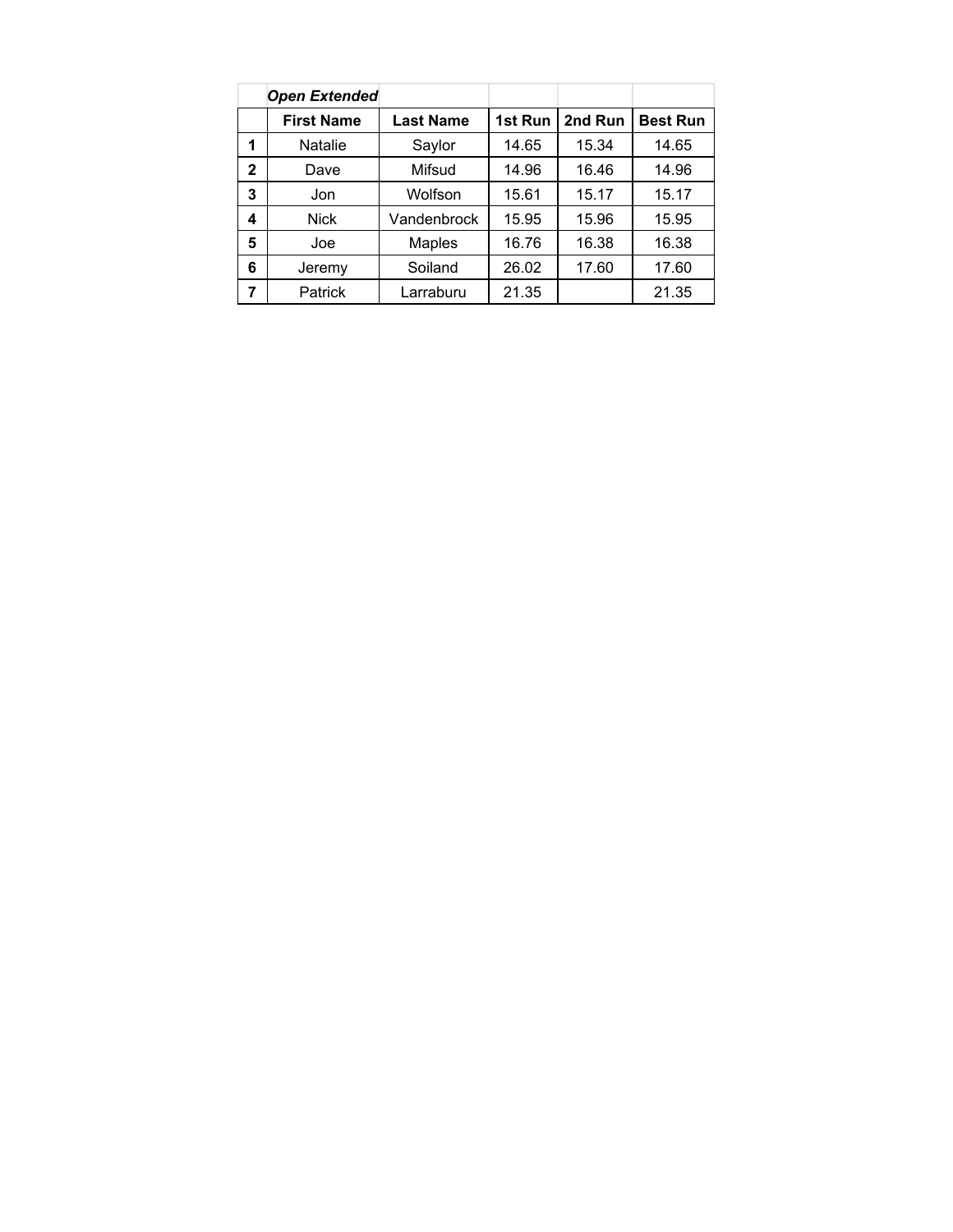| | *Open Extended* | | | | |
|---|---|---|---|---|---|
| | **First Name** | **Last Name** | **1st Run** | **2nd Run** | **Best Run** |
| **1** | Natalie | Saylor | 14.65 | 15.34 | 14.65 |
| **2** | Dave | Mifsud | 14.96 | 16.46 | 14.96 |
| **3** | Jon | Wolfson | 15.61 | 15.17 | 15.17 |
| **4** | Nick | Vandenbrock | 15.95 | 15.96 | 15.95 |
| **5** | Joe | Maples | 16.76 | 16.38 | 16.38 |
| **6** | Jeremy | Soiland | 26.02 | 17.60 | 17.60 |
| **7** | Patrick | Larraburu | 21.35 | | 21.35 |